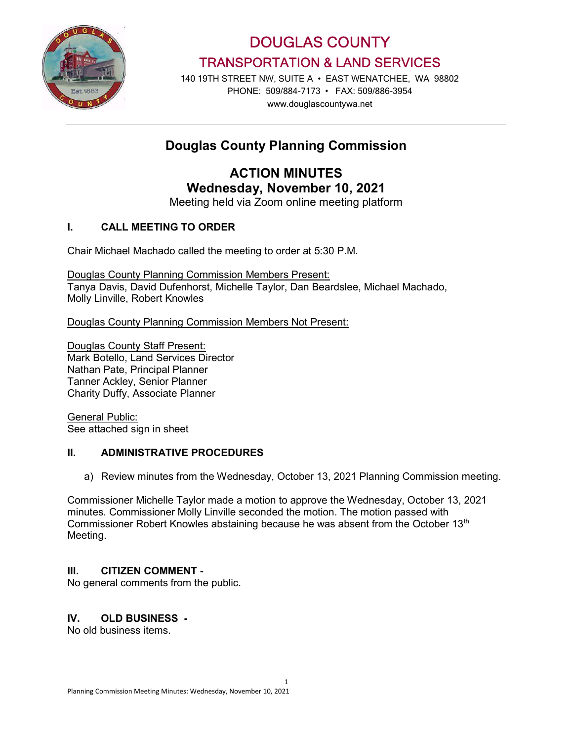# DOUGLAS COUNTY

## TRANSPORTATION & LAND SERVICES

140 19TH STREET NW, SUITE A • EAST WENATCHEE, WA 98802
PHONE: 509/884-7173 • FAX: 509/886-3954
www.douglascountywa.net

---

# Douglas County Planning Commission

## ACTION MINUTES
## Wednesday, November 10, 2021

Meeting held via Zoom online meeting platform

### I. CALL MEETING TO ORDER

Chair Michael Machado called the meeting to order at 5:30 P.M.

Douglas County Planning Commission Members Present:
Tanya Davis, David Dufenhorst, Michelle Taylor, Dan Beardslee, Michael Machado, Molly Linville, Robert Knowles

Douglas County Planning Commission Members Not Present:

Douglas County Staff Present:
Mark Botello, Land Services Director
Nathan Pate, Principal Planner
Tanner Ackley, Senior Planner
Charity Duffy, Associate Planner

General Public:
See attached sign in sheet

### II. ADMINISTRATIVE PROCEDURES

a) Review minutes from the Wednesday, October 13, 2021 Planning Commission meeting.

Commissioner Michelle Taylor made a motion to approve the Wednesday, October 13, 2021 minutes. Commissioner Molly Linville seconded the motion. The motion passed with Commissioner Robert Knowles abstaining because he was absent from the October 13th Meeting.

### III. CITIZEN COMMENT -

No general comments from the public.

### IV. OLD BUSINESS -

No old business items.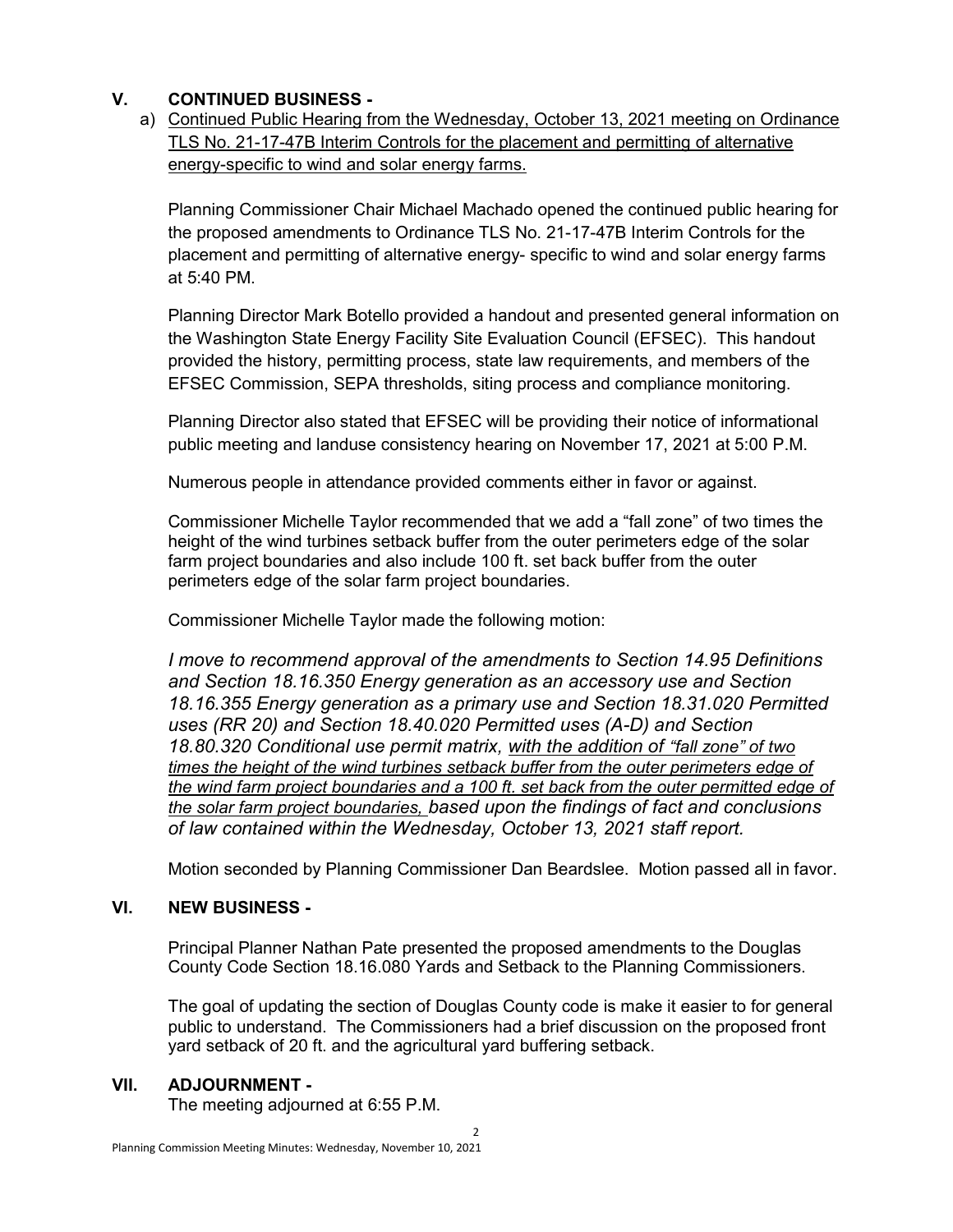## V. CONTINUED BUSINESS -

a) Continued Public Hearing from the Wednesday, October 13, 2021 meeting on Ordinance TLS No. 21-17-47B Interim Controls for the placement and permitting of alternative energy-specific to wind and solar energy farms.

Planning Commissioner Chair Michael Machado opened the continued public hearing for the proposed amendments to Ordinance TLS No. 21-17-47B Interim Controls for the placement and permitting of alternative energy- specific to wind and solar energy farms at 5:40 PM.

Planning Director Mark Botello provided a handout and presented general information on the Washington State Energy Facility Site Evaluation Council (EFSEC). This handout provided the history, permitting process, state law requirements, and members of the EFSEC Commission, SEPA thresholds, siting process and compliance monitoring.

Planning Director also stated that EFSEC will be providing their notice of informational public meeting and landuse consistency hearing on November 17, 2021 at 5:00 P.M.

Numerous people in attendance provided comments either in favor or against.

Commissioner Michelle Taylor recommended that we add a "fall zone" of two times the height of the wind turbines setback buffer from the outer perimeters edge of the solar farm project boundaries and also include 100 ft. set back buffer from the outer perimeters edge of the solar farm project boundaries.

Commissioner Michelle Taylor made the following motion:

*I move to recommend approval of the amendments to Section 14.95 Definitions and Section 18.16.350 Energy generation as an accessory use and Section 18.16.355 Energy generation as a primary use and Section 18.31.020 Permitted uses (RR 20) and Section 18.40.020 Permitted uses (A-D) and Section 18.80.320 Conditional use permit matrix, with the addition of "fall zone" of two times the height of the wind turbines setback buffer from the outer perimeters edge of the wind farm project boundaries and a 100 ft. set back from the outer permitted edge of the solar farm project boundaries, based upon the findings of fact and conclusions of law contained within the Wednesday, October 13, 2021 staff report.*

Motion seconded by Planning Commissioner Dan Beardslee. Motion passed all in favor.

## VI. NEW BUSINESS -

Principal Planner Nathan Pate presented the proposed amendments to the Douglas County Code Section 18.16.080 Yards and Setback to the Planning Commissioners.

The goal of updating the section of Douglas County code is make it easier to for general public to understand. The Commissioners had a brief discussion on the proposed front yard setback of 20 ft. and the agricultural yard buffering setback.

## VII. ADJOURNMENT -

The meeting adjourned at 6:55 P.M.